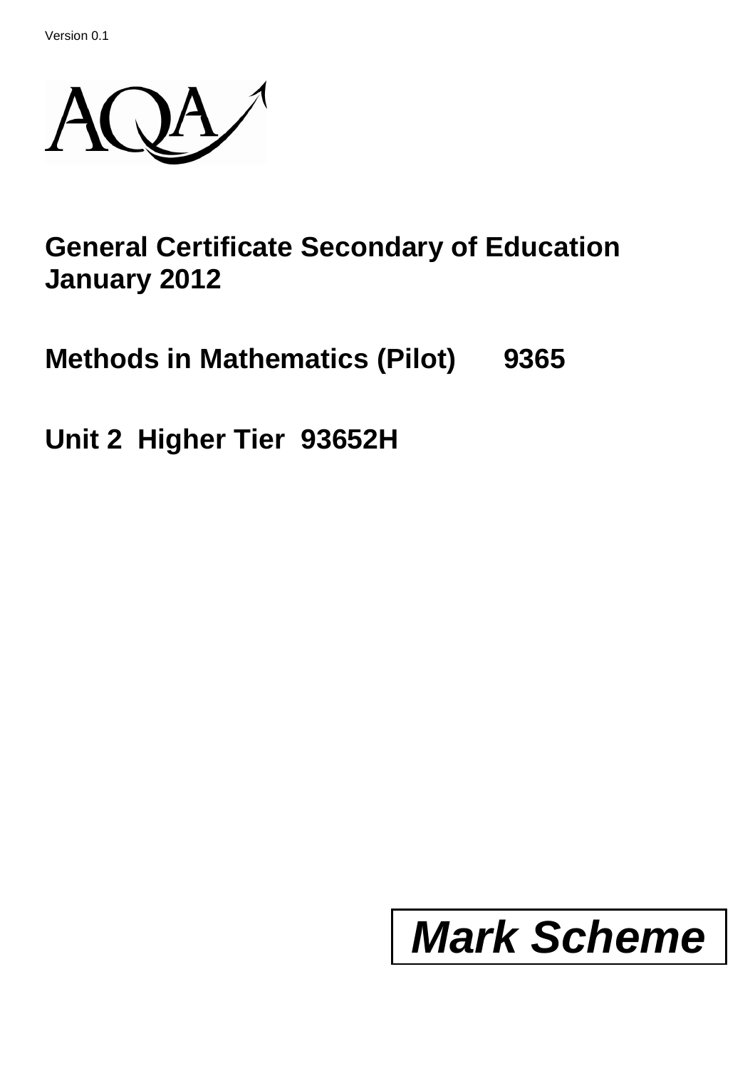Version 0.1

AQA

# General Certificate Secondary of Education January 2012

## Methods in Mathematics (Pilot) 9365

## Unit 2 Higher Tier 93652H

# *Mark Scheme*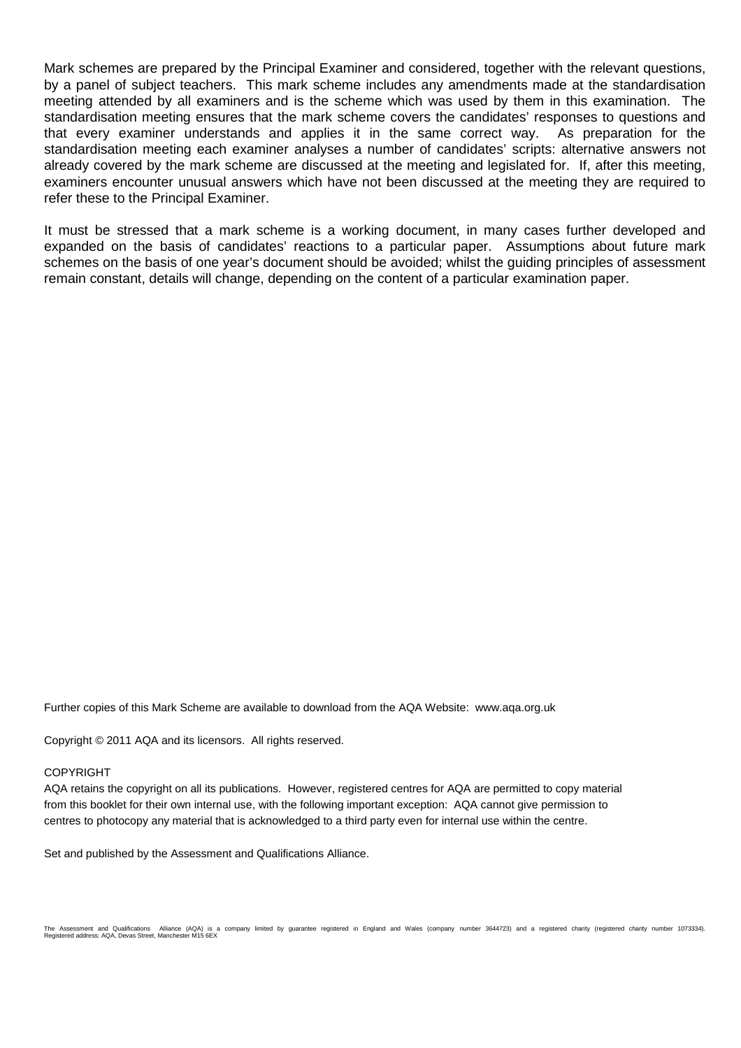Mark schemes are prepared by the Principal Examiner and considered, together with the relevant questions, by a panel of subject teachers. This mark scheme includes any amendments made at the standardisation meeting attended by all examiners and is the scheme which was used by them in this examination. The standardisation meeting ensures that the mark scheme covers the candidates' responses to questions and that every examiner understands and applies it in the same correct way. As preparation for the standardisation meeting each examiner analyses a number of candidates' scripts: alternative answers not already covered by the mark scheme are discussed at the meeting and legislated for. If, after this meeting, examiners encounter unusual answers which have not been discussed at the meeting they are required to refer these to the Principal Examiner.

It must be stressed that a mark scheme is a working document, in many cases further developed and expanded on the basis of candidates' reactions to a particular paper. Assumptions about future mark schemes on the basis of one year's document should be avoided; whilst the guiding principles of assessment remain constant, details will change, depending on the content of a particular examination paper.

Further copies of this Mark Scheme are available to download from the AQA Website: www.aqa.org.uk

Copyright © 2011 AQA and its licensors. All rights reserved.

COPYRIGHT

AQA retains the copyright on all its publications. However, registered centres for AQA are permitted to copy material from this booklet for their own internal use, with the following important exception: AQA cannot give permission to centres to photocopy any material that is acknowledged to a third party even for internal use within the centre.

Set and published by the Assessment and Qualifications Alliance.

The Assessment and Qualifications Alliance (AQA) is a company limited by guarantee registered in England and Wales (company number 3644723) and a registered charity (registered charity number 1073334). Registered address: AQA, Devas Street, Manchester M15 6EX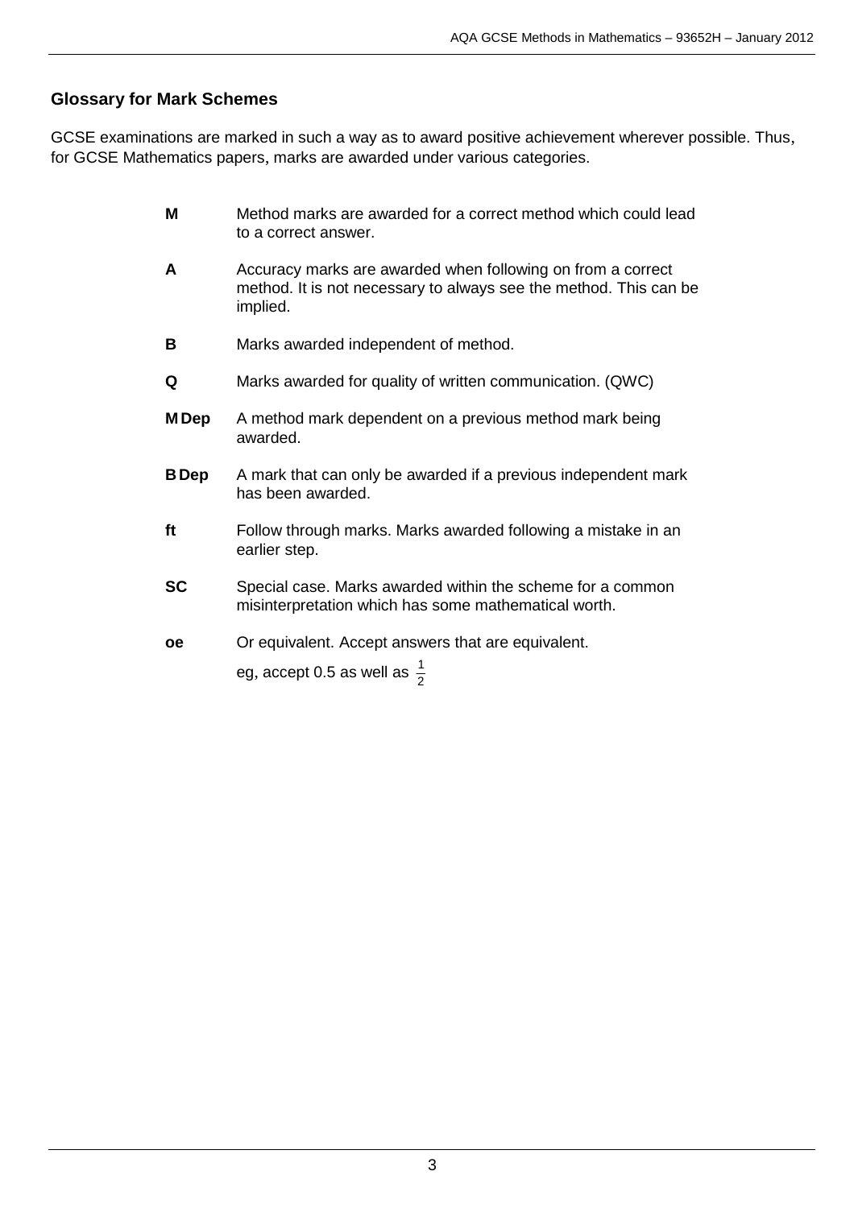## Glossary for Mark Schemes

GCSE examinations are marked in such a way as to award positive achievement wherever possible. Thus, for GCSE Mathematics papers, marks are awarded under various categories.

| | |
|---|---|
| **M** | Method marks are awarded for a correct method which could lead to a correct answer. |
| **A** | Accuracy marks are awarded when following on from a correct method. It is not necessary to always see the method. This can be implied. |
| **B** | Marks awarded independent of method. |
| **Q** | Marks awarded for quality of written communication. (QWC) |
| **M Dep** | A method mark dependent on a previous method mark being awarded. |
| **B Dep** | A mark that can only be awarded if a previous independent mark has been awarded. |
| **ft** | Follow through marks. Marks awarded following a mistake in an earlier step. |
| **SC** | Special case. Marks awarded within the scheme for a common misinterpretation which has some mathematical worth. |
| **oe** | Or equivalent. Accept answers that are equivalent. eg, accept 0.5 as well as $\frac{1}{2}$ |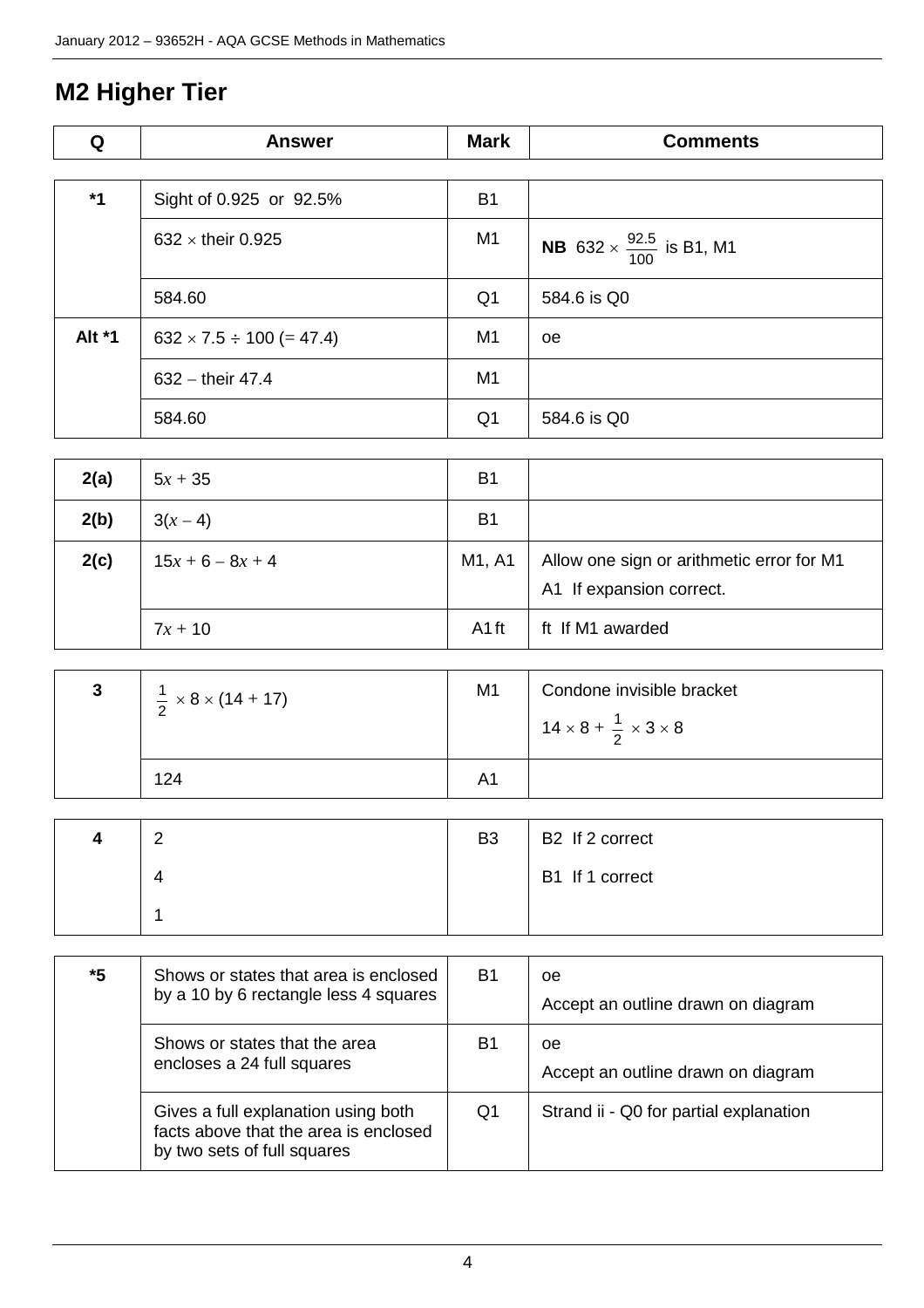## M2 Higher Tier

| Q | Answer | Mark | Comments |
|---|---|---|---|
| *1 | Sight of 0.925 or 92.5% | B1 | |
| | $632 \times$ their 0.925 | M1 | **NB** $632 \times \frac{92.5}{100}$ is B1, M1 |
| | 584.60 | Q1 | 584.6 is Q0 |
| Alt *1 | $632 \times 7.5 \div 100$ (= 47.4) | M1 | oe |
| | $632 -$ their 47.4 | M1 | |
| | 584.60 | Q1 | 584.6 is Q0 |
| 2(a) | $5x + 35$ | B1 | |
| 2(b) | $3(x - 4)$ | B1 | |
| 2(c) | $15x + 6 - 8x + 4$ | M1, A1 | Allow one sign or arithmetic error for M1<br>A1 If expansion correct. |
| | $7x + 10$ | A1 ft | ft If M1 awarded |
| 3 | $\frac{1}{2} \times 8 \times (14 + 17)$ | M1 | Condone invisible bracket<br>$14 \times 8 + \frac{1}{2} \times 3 \times 8$ |
| | 124 | A1 | |
| 4 | 2<br>4<br>1 | B3 | B2 If 2 correct<br>B1 If 1 correct |
| *5 | Shows or states that area is enclosed by a 10 by 6 rectangle less 4 squares | B1 | oe<br>Accept an outline drawn on diagram |
| | Shows or states that the area encloses a 24 full squares | B1 | oe<br>Accept an outline drawn on diagram |
| | Gives a full explanation using both facts above that the area is enclosed by two sets of full squares | Q1 | Strand ii - Q0 for partial explanation |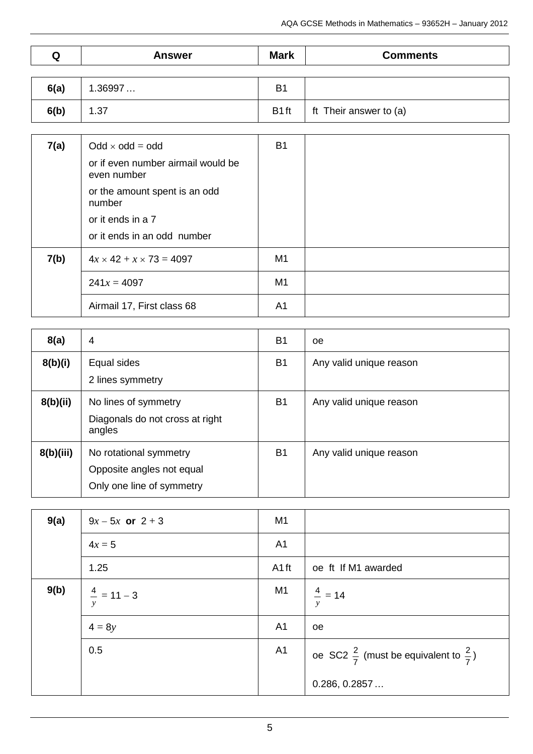| Q | Answer | Mark | Comments |
|---|---|---|---|
| 6(a) | 1.36997 … | B1 | |
| 6(b) | 1.37 | B1 ft | ft Their answer to (a) |
| 7(a) | Odd $\times$ odd = odd<br>or if even number airmail would be even number<br>or the amount spent is an odd number<br>or it ends in a 7<br>or it ends in an odd number | B1 | |
| 7(b) | $4x \times 42 + x \times 73 = 4097$ | M1 | |
| | $241x = 4097$ | M1 | |
| | Airmail 17, First class 68 | A1 | |
| 8(a) | 4 | B1 | oe |
| 8(b)(i) | Equal sides<br>2 lines symmetry | B1 | Any valid unique reason |
| 8(b)(ii) | No lines of symmetry<br>Diagonals do not cross at right angles | B1 | Any valid unique reason |
| 8(b)(iii) | No rotational symmetry<br>Opposite angles not equal<br>Only one line of symmetry | B1 | Any valid unique reason |
| 9(a) | $9x - 5x$ **or** $2 + 3$ | M1 | |
| | $4x = 5$ | A1 | |
| | 1.25 | A1 ft | oe ft If M1 awarded |
| 9(b) | $\frac{4}{y} = 11 - 3$ | M1 | $\frac{4}{y} = 14$ |
| | $4 = 8y$ | A1 | oe |
| | 0.5 | A1 | oe SC2 $\frac{2}{7}$ (must be equivalent to $\frac{2}{7}$)<br>0.286, 0.2857 … |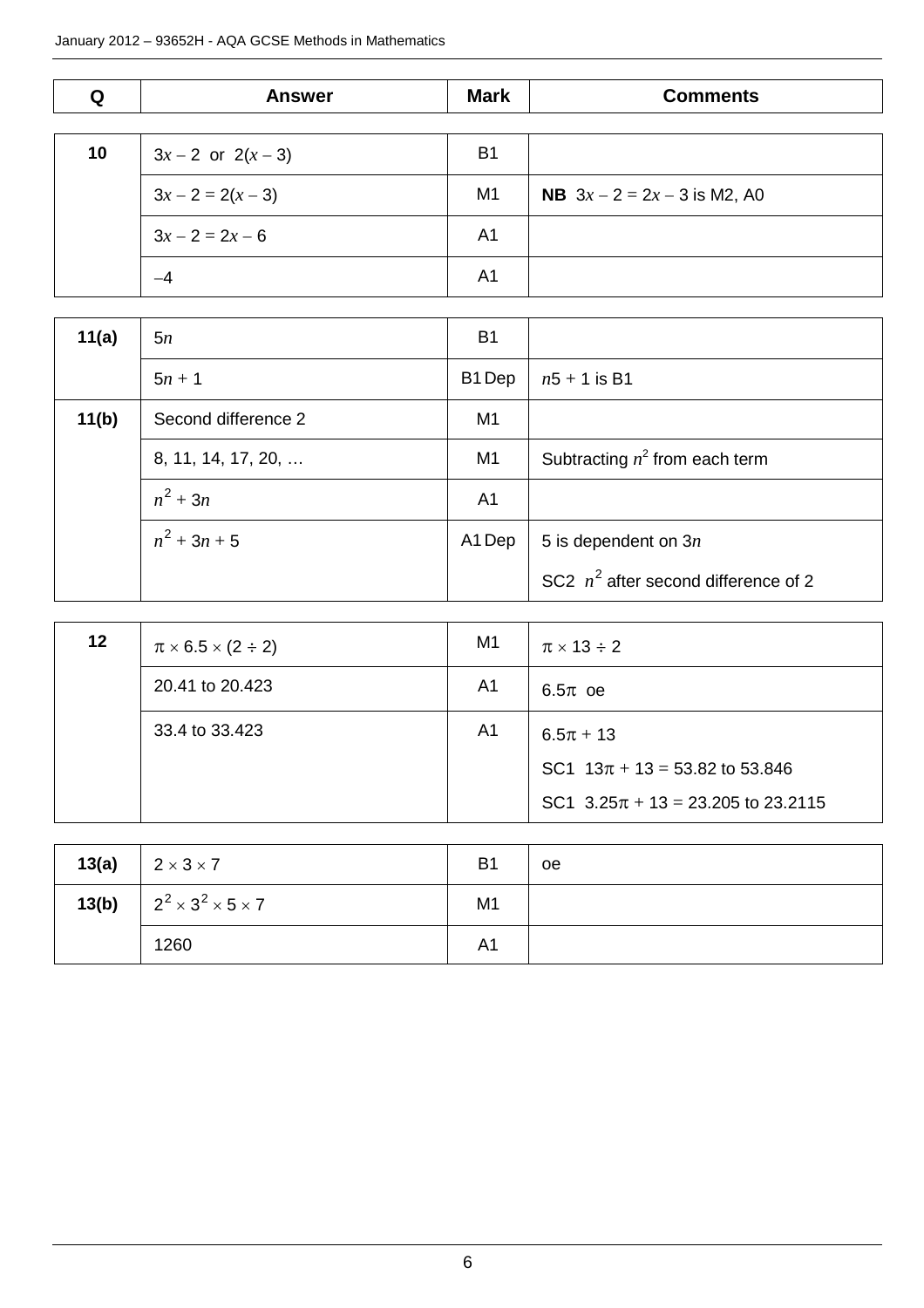| Q | Answer | Mark | Comments |
|---|---|---|---|
| 10 | $3x - 2$ or $2(x - 3)$ | B1 | |
| | $3x - 2 = 2(x - 3)$ | M1 | **NB** $3x - 2 = 2x - 3$ is M2, A0 |
| | $3x - 2 = 2x - 6$ | A1 | |
| | $-4$ | A1 | |
| 11(a) | $5n$ | B1 | |
| | $5n + 1$ | B1 Dep | $n5 + 1$ is B1 |
| 11(b) | Second difference 2 | M1 | |
| | 8, 11, 14, 17, 20, … | M1 | Subtracting $n^2$ from each term |
| | $n^2 + 3n$ | A1 | |
| | $n^2 + 3n + 5$ | A1 Dep | 5 is dependent on $3n$<br>SC2 $n^2$ after second difference of 2 |
| 12 | $\pi \times 6.5 \times (2 \div 2)$ | M1 | $\pi \times 13 \div 2$ |
| | 20.41 to 20.423 | A1 | $6.5\pi$ oe |
| | 33.4 to 33.423 | A1 | $6.5\pi + 13$<br>SC1 $13\pi + 13 = 53.82$ to 53.846<br>SC1 $3.25\pi + 13 = 23.205$ to 23.2115 |
| 13(a) | $2 \times 3 \times 7$ | B1 | oe |
| 13(b) | $2^2 \times 3^2 \times 5 \times 7$ | M1 | |
| | 1260 | A1 | |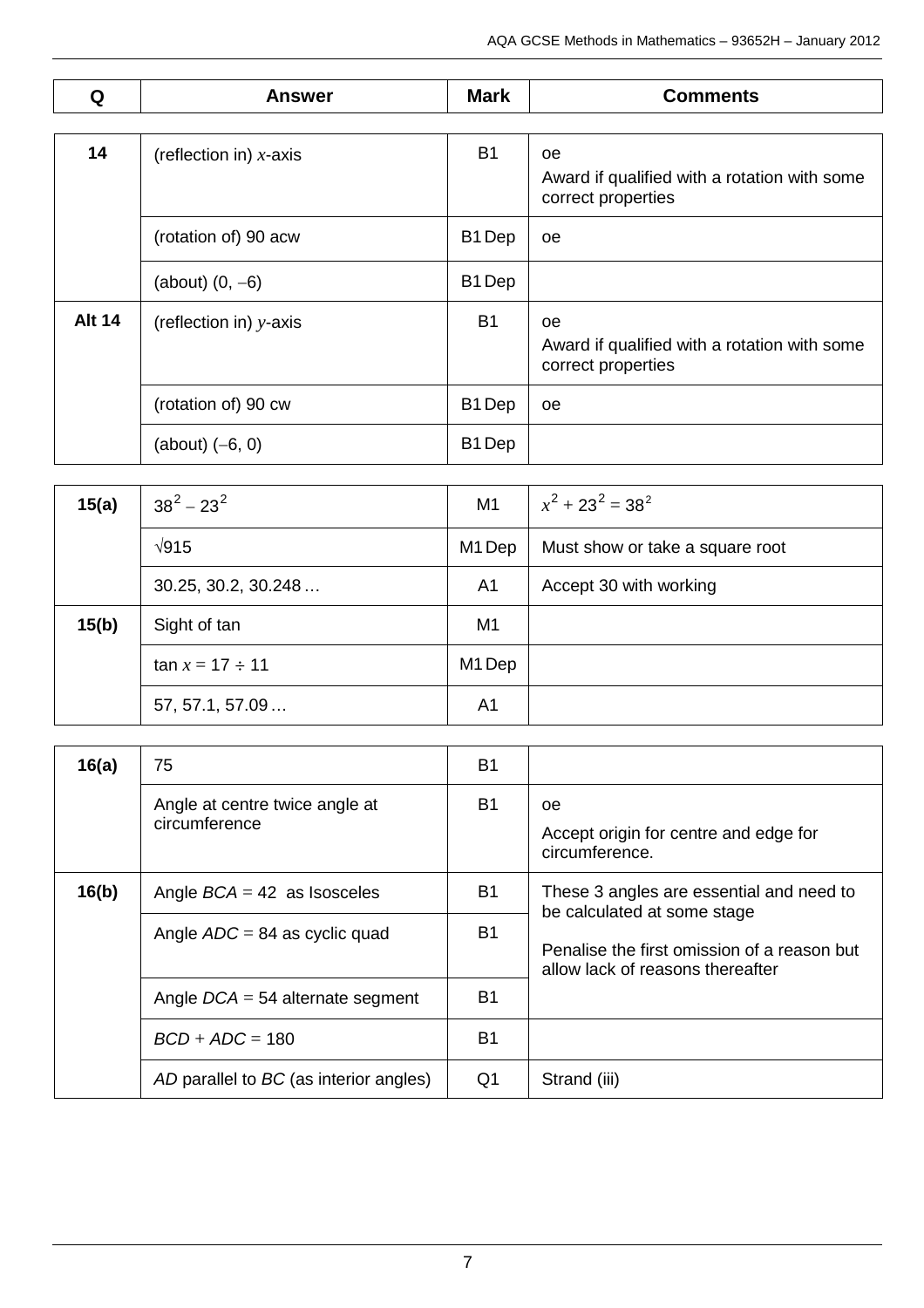| Q | Answer | Mark | Comments |
|---|---|---|---|
| **14** | (reflection in) $x$-axis | B1 | oe<br>Award if qualified with a rotation with some correct properties |
| | (rotation of) 90 acw | B1 Dep | oe |
| | (about) $(0, -6)$ | B1 Dep | |
| **Alt 14** | (reflection in) $y$-axis | B1 | oe<br>Award if qualified with a rotation with some correct properties |
| | (rotation of) 90 cw | B1 Dep | oe |
| | (about) $(-6, 0)$ | B1 Dep | |
| **15(a)** | $38^2 - 23^2$ | M1 | $x^2 + 23^2 = 38^2$ |
| | $\sqrt{915}$ | M1 Dep | Must show or take a square root |
| | 30.25, 30.2, 30.248 … | A1 | Accept 30 with working |
| **15(b)** | Sight of tan | M1 | |
| | $\tan x = 17 \div 11$ | M1 Dep | |
| | 57, 57.1, 57.09 … | A1 | |
| **16(a)** | 75 | B1 | |
| | Angle at centre twice angle at circumference | B1 | oe<br>Accept origin for centre and edge for circumference. |
| **16(b)** | Angle $BCA$ = 42 as Isosceles | B1 | These 3 angles are essential and need to be calculated at some stage<br>Penalise the first omission of a reason but allow lack of reasons thereafter |
| | Angle $ADC$ = 84 as cyclic quad | B1 | |
| | Angle $DCA$ = 54 alternate segment | B1 | |
| | $BCD + ADC = 180$ | B1 | |
| | $AD$ parallel to $BC$ (as interior angles) | Q1 | Strand (iii) |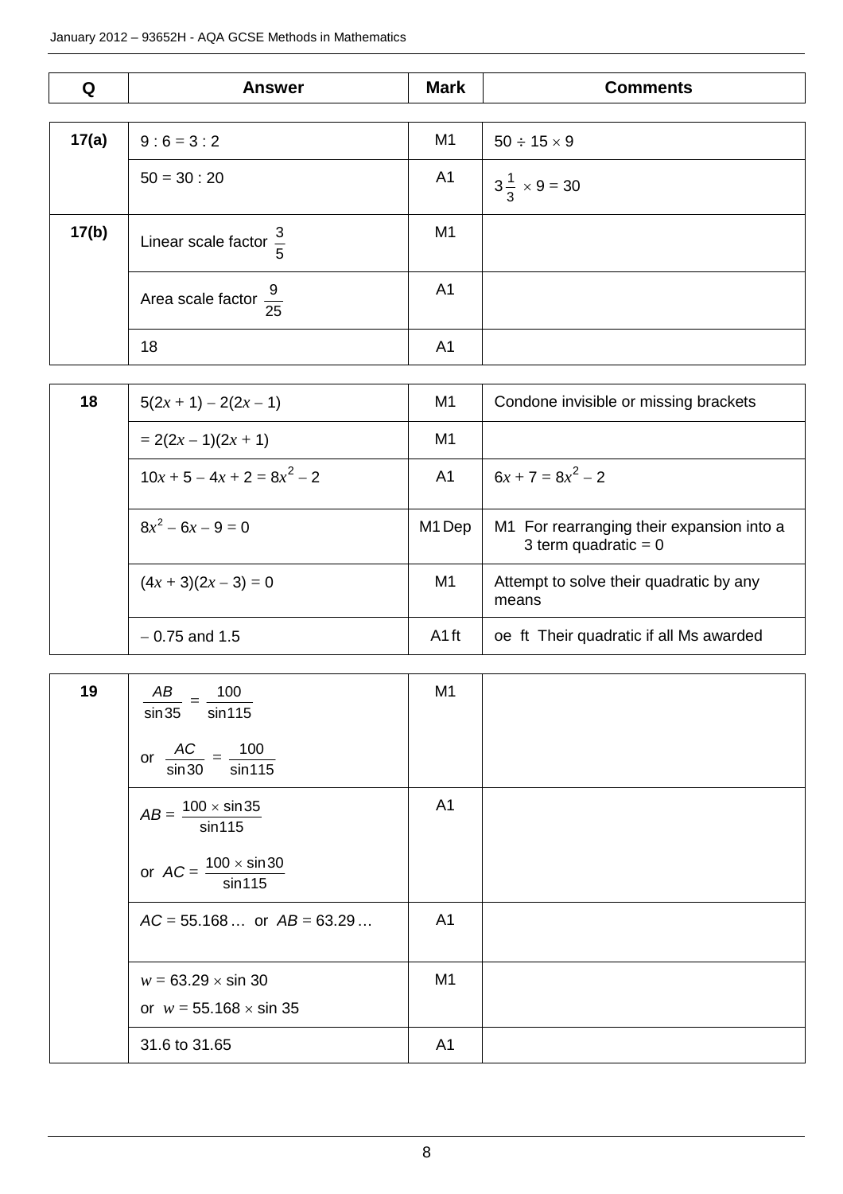| Q | Answer | Mark | Comments |
|---|---|---|---|
| 17(a) | $9 : 6 = 3 : 2$ | M1 | $50 \div 15 \times 9$ |
| | $50 = 30 : 20$ | A1 | $3\frac{1}{3} \times 9 = 30$ |
| 17(b) | Linear scale factor $\frac{3}{5}$ | M1 | |
| | Area scale factor $\frac{9}{25}$ | A1 | |
| | 18 | A1 | |
| 18 | $5(2x + 1) - 2(2x - 1)$ | M1 | Condone invisible or missing brackets |
| | $= 2(2x - 1)(2x + 1)$ | M1 | |
| | $10x + 5 - 4x + 2 = 8x^2 - 2$ | A1 | $6x + 7 = 8x^2 - 2$ |
| | $8x^2 - 6x - 9 = 0$ | M1 Dep | M1 For rearranging their expansion into a 3 term quadratic = 0 |
| | $(4x + 3)(2x - 3) = 0$ | M1 | Attempt to solve their quadratic by any means |
| | $-0.75$ and $1.5$ | A1 ft | oe ft Their quadratic if all Ms awarded |
| 19 | $\frac{AB}{\sin 35} = \frac{100}{\sin 115}$ or $\frac{AC}{\sin 30} = \frac{100}{\sin 115}$ | M1 | |
| | $AB = \frac{100 \times \sin 35}{\sin 115}$ or $AC = \frac{100 \times \sin 30}{\sin 115}$ | A1 | |
| | $AC = 55.168\ldots$ or $AB = 63.29\ldots$ | A1 | |
| | $w = 63.29 \times \sin 30$ or $w = 55.168 \times \sin 35$ | M1 | |
| | 31.6 to 31.65 | A1 | |